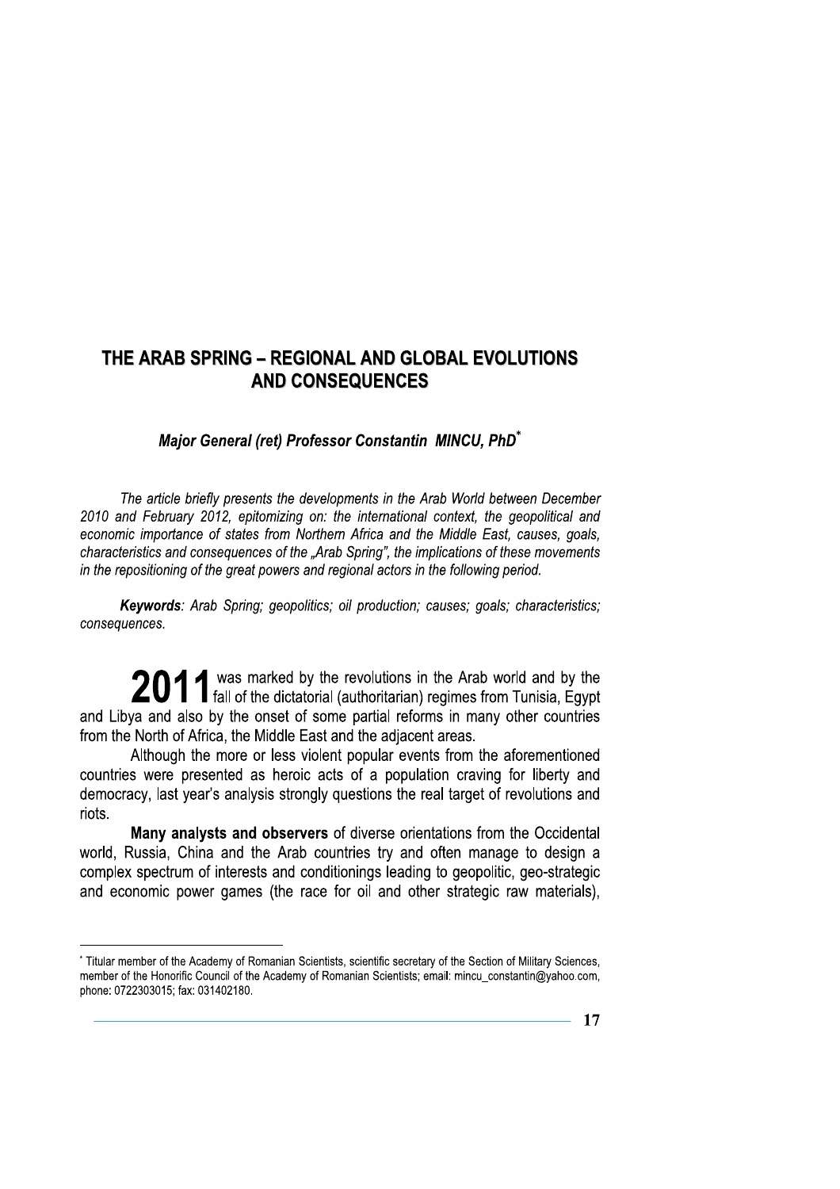# THE ARAB SPRING – REGIONAL AND GLOBAL EVOLUTIONS AND CONSEQUENCES

***Major General (ret) Professor Constantin MINCU, PhD**** 

*The article briefly presents the developments in the Arab World between December 2010 and February 2012, epitomizing on: the international context, the geopolitical and economic importance of states from Northern Africa and the Middle East, causes, goals, characteristics and consequences of the „Arab Spring", the implications of these movements in the repositioning of the great powers and regional actors in the following period.*

***Keywords**: Arab Spring; geopolitics; oil production; causes; goals; characteristics; consequences.*

**2011** was marked by the revolutions in the Arab world and by the fall of the dictatorial (authoritarian) regimes from Tunisia, Egypt and Libya and also by the onset of some partial reforms in many other countries from the North of Africa, the Middle East and the adjacent areas.

Although the more or less violent popular events from the aforementioned countries were presented as heroic acts of a population craving for liberty and democracy, last year's analysis strongly questions the real target of revolutions and riots.

**Many analysts and observers** of diverse orientations from the Occidental world, Russia, China and the Arab countries try and often manage to design a complex spectrum of interests and conditionings leading to geopolitic, geo-strategic and economic power games (the race for oil and other strategic raw materials),

---

\* Titular member of the Academy of Romanian Scientists, scientific secretary of the Section of Military Sciences, member of the Honorific Council of the Academy of Romanian Scientists; email: mincu_constantin@yahoo.com, phone: 0722303015; fax: 031402180.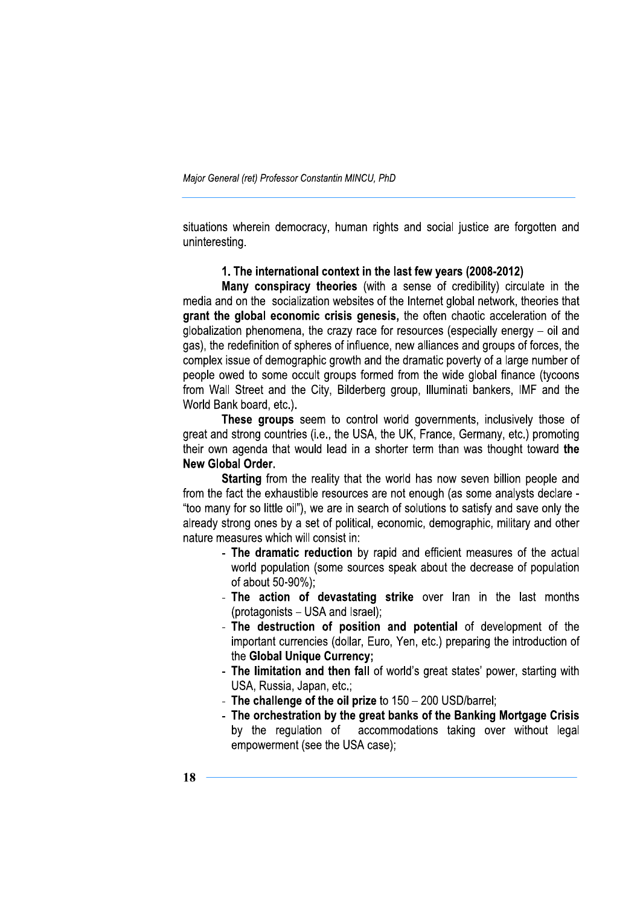situations wherein democracy, human rights and social justice are forgotten and uninteresting.

### 1. The international context in the last few years (2008-2012)

**Many conspiracy theories** (with a sense of credibility) circulate in the media and on the socialization websites of the Internet global network, theories that **grant the global economic crisis genesis,** the often chaotic acceleration of the globalization phenomena, the crazy race for resources (especially energy – oil and gas), the redefinition of spheres of influence, new alliances and groups of forces, the complex issue of demographic growth and the dramatic poverty of a large number of people owed to some occult groups formed from the wide global finance (tycoons from Wall Street and the City, Bilderberg group, Illuminati bankers, IMF and the World Bank board, etc.).

**These groups** seem to control world governments, inclusively those of great and strong countries (i.e., the USA, the UK, France, Germany, etc.) promoting their own agenda that would lead in a shorter term than was thought toward **the New Global Order.**

**Starting** from the reality that the world has now seven billion people and from the fact the exhaustible resources are not enough (as some analysts declare - "too many for so little oil"), we are in search of solutions to satisfy and save only the already strong ones by a set of political, economic, demographic, military and other nature measures which will consist in:

- **The dramatic reduction** by rapid and efficient measures of the actual world population (some sources speak about the decrease of population of about 50-90%);
- **The action of devastating strike** over Iran in the last months (protagonists – USA and Israel);
- **The destruction of position and potential** of development of the important currencies (dollar, Euro, Yen, etc.) preparing the introduction of the **Global Unique Currency;**
- **The limitation and then fall** of world's great states' power, starting with USA, Russia, Japan, etc.;
- **The challenge of the oil prize** to 150 – 200 USD/barrel;
- **The orchestration by the great banks of the Banking Mortgage Crisis** by the regulation of accommodations taking over without legal empowerment (see the USA case);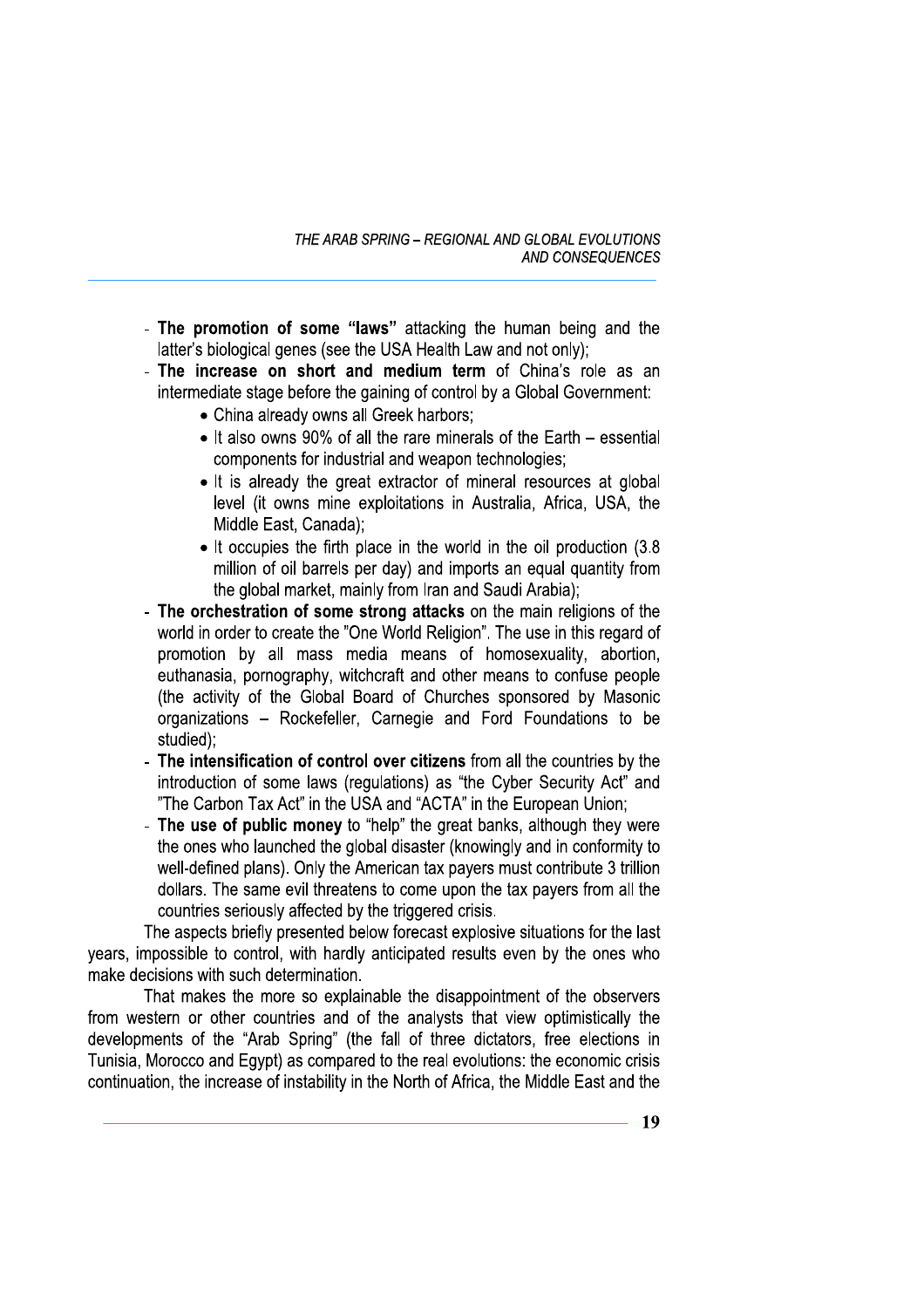- **The promotion of some "laws"** attacking the human being and the latter's biological genes (see the USA Health Law and not only);
- **The increase on short and medium term** of China's role as an intermediate stage before the gaining of control by a Global Government:
    - China already owns all Greek harbors;
    - It also owns 90% of all the rare minerals of the Earth – essential components for industrial and weapon technologies;
    - It is already the great extractor of mineral resources at global level (it owns mine exploitations in Australia, Africa, USA, the Middle East, Canada);
    - It occupies the firth place in the world in the oil production (3.8 million of oil barrels per day) and imports an equal quantity from the global market, mainly from Iran and Saudi Arabia);
- **The orchestration of some strong attacks** on the main religions of the world in order to create the "One World Religion". The use in this regard of promotion by all mass media means of homosexuality, abortion, euthanasia, pornography, witchcraft and other means to confuse people (the activity of the Global Board of Churches sponsored by Masonic organizations – Rockefeller, Carnegie and Ford Foundations to be studied);
- **The intensification of control over citizens** from all the countries by the introduction of some laws (regulations) as "the Cyber Security Act" and "The Carbon Tax Act" in the USA and "ACTA" in the European Union;
- **The use of public money** to "help" the great banks, although they were the ones who launched the global disaster (knowingly and in conformity to well-defined plans). Only the American tax payers must contribute 3 trillion dollars. The same evil threatens to come upon the tax payers from all the countries seriously affected by the triggered crisis.

The aspects briefly presented below forecast explosive situations for the last years, impossible to control, with hardly anticipated results even by the ones who make decisions with such determination.

That makes the more so explainable the disappointment of the observers from western or other countries and of the analysts that view optimistically the developments of the "Arab Spring" (the fall of three dictators, free elections in Tunisia, Morocco and Egypt) as compared to the real evolutions: the economic crisis continuation, the increase of instability in the North of Africa, the Middle East and the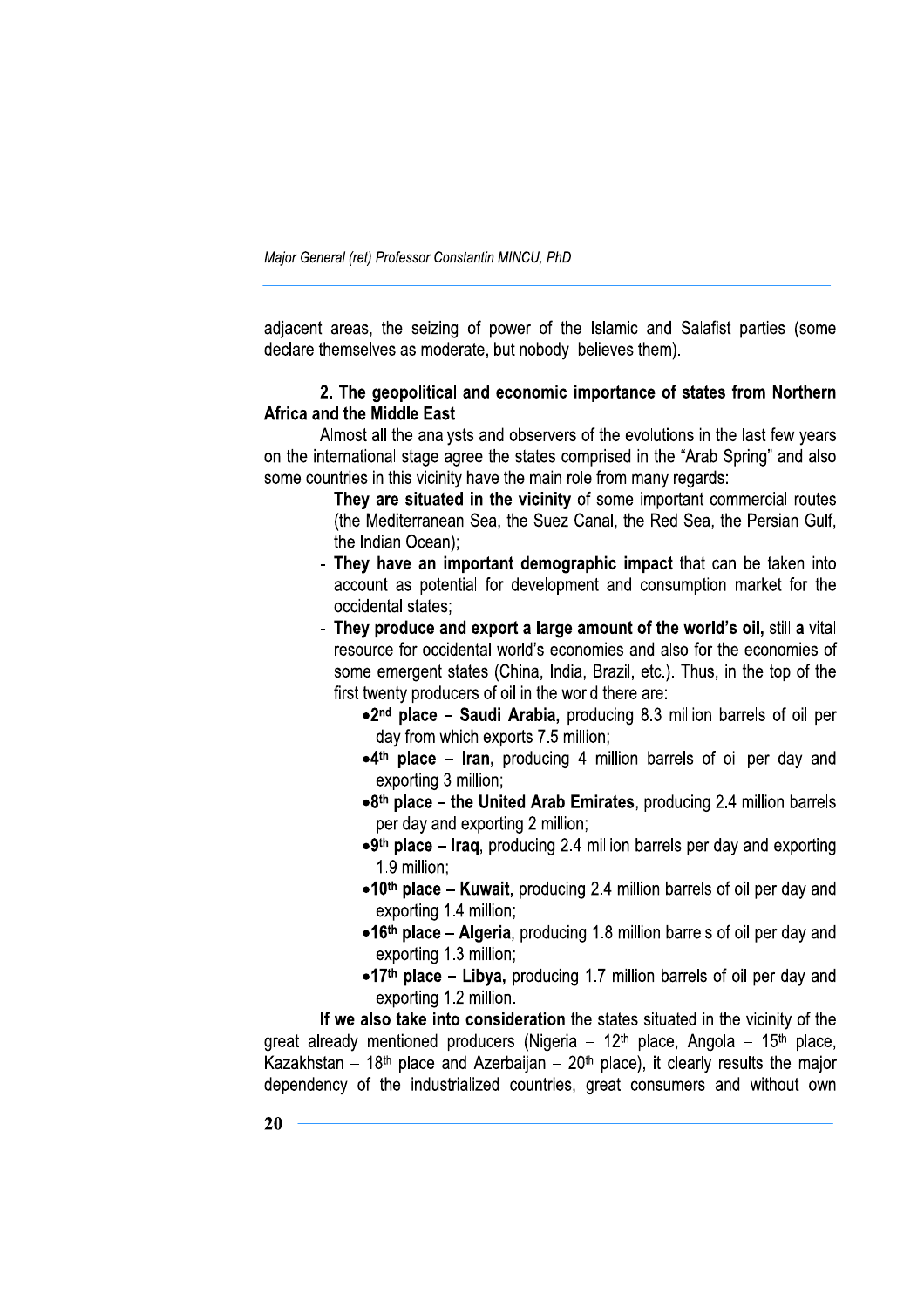adjacent areas, the seizing of power of the Islamic and Salafist parties (some declare themselves as moderate, but nobody believes them).

### 2. The geopolitical and economic importance of states from Northern Africa and the Middle East

Almost all the analysts and observers of the evolutions in the last few years on the international stage agree the states comprised in the "Arab Spring" and also some countries in this vicinity have the main role from many regards:

- **They are situated in the vicinity** of some important commercial routes (the Mediterranean Sea, the Suez Canal, the Red Sea, the Persian Gulf, the Indian Ocean);
- **They have an important demographic impact** that can be taken into account as potential for development and consumption market for the occidental states;
- **They produce and export a large amount of the world's oil,** still **a** vital resource for occidental world's economies and also for the economies of some emergent states (China, India, Brazil, etc.). Thus, in the top of the first twenty producers of oil in the world there are:
    - **2nd place – Saudi Arabia,** producing 8.3 million barrels of oil per day from which exports 7.5 million;
    - **4th place – Iran,** producing 4 million barrels of oil per day and exporting 3 million;
    - **8th place – the United Arab Emirates**, producing 2.4 million barrels per day and exporting 2 million;
    - **9th place – Iraq**, producing 2.4 million barrels per day and exporting 1.9 million;
    - **10th place – Kuwait**, producing 2.4 million barrels of oil per day and exporting 1.4 million;
    - **16th place – Algeria**, producing 1.8 million barrels of oil per day and exporting 1.3 million;
    - **17th place – Libya,** producing 1.7 million barrels of oil per day and exporting 1.2 million.

**If we also take into consideration** the states situated in the vicinity of the great already mentioned producers (Nigeria – 12th place, Angola – 15th place, Kazakhstan – 18th place and Azerbaijan – 20th place), it clearly results the major dependency of the industrialized countries, great consumers and without own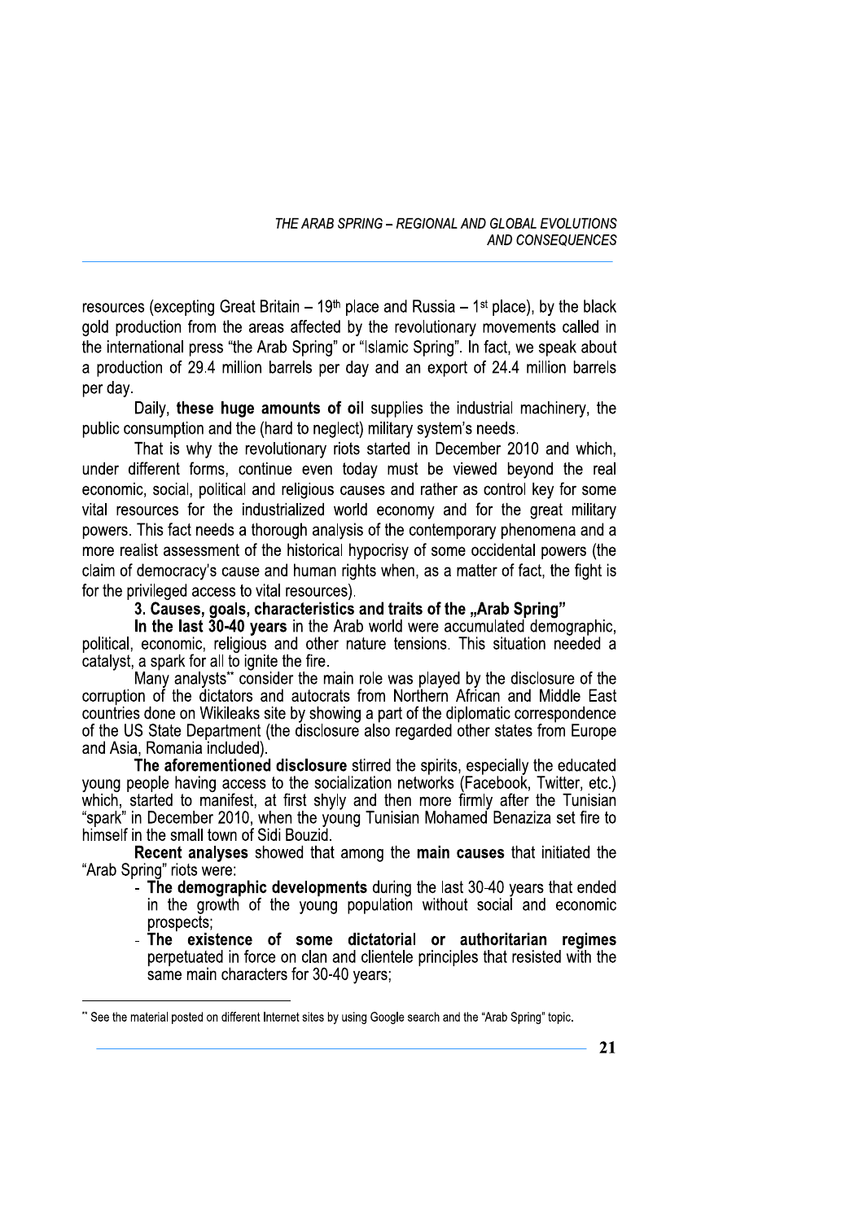resources (excepting Great Britain – 19th place and Russia – 1st place), by the black gold production from the areas affected by the revolutionary movements called in the international press "the Arab Spring" or "Islamic Spring". In fact, we speak about a production of 29.4 million barrels per day and an export of 24.4 million barrels per day.

Daily, **these huge amounts of oil** supplies the industrial machinery, the public consumption and the (hard to neglect) military system's needs.

That is why the revolutionary riots started in December 2010 and which, under different forms, continue even today must be viewed beyond the real economic, social, political and religious causes and rather as control key for some vital resources for the industrialized world economy and for the great military powers. This fact needs a thorough analysis of the contemporary phenomena and a more realist assessment of the historical hypocrisy of some occidental powers (the claim of democracy's cause and human rights when, as a matter of fact, the fight is for the privileged access to vital resources).

### 3. Causes, goals, characteristics and traits of the „Arab Spring"

**In the last 30-40 years** in the Arab world were accumulated demographic, political, economic, religious and other nature tensions. This situation needed a catalyst, a spark for all to ignite the fire.

Many analysts** consider the main role was played by the disclosure of the corruption of the dictators and autocrats from Northern African and Middle East countries done on Wikileaks site by showing a part of the diplomatic correspondence of the US State Department (the disclosure also regarded other states from Europe and Asia, Romania included).

**The aforementioned disclosure** stirred the spirits, especially the educated young people having access to the socialization networks (Facebook, Twitter, etc.) which, started to manifest, at first shyly and then more firmly after the Tunisian "spark" in December 2010, when the young Tunisian Mohamed Benaziza set fire to himself in the small town of Sidi Bouzid.

**Recent analyses** showed that among the **main causes** that initiated the "Arab Spring" riots were:

- **The demographic developments** during the last 30-40 years that ended in the growth of the young population without social and economic prospects;
- **The existence of some dictatorial or authoritarian regimes** perpetuated in force on clan and clientele principles that resisted with the same main characters for 30-40 years;

** See the material posted on different Internet sites by using Google search and the "Arab Spring" topic.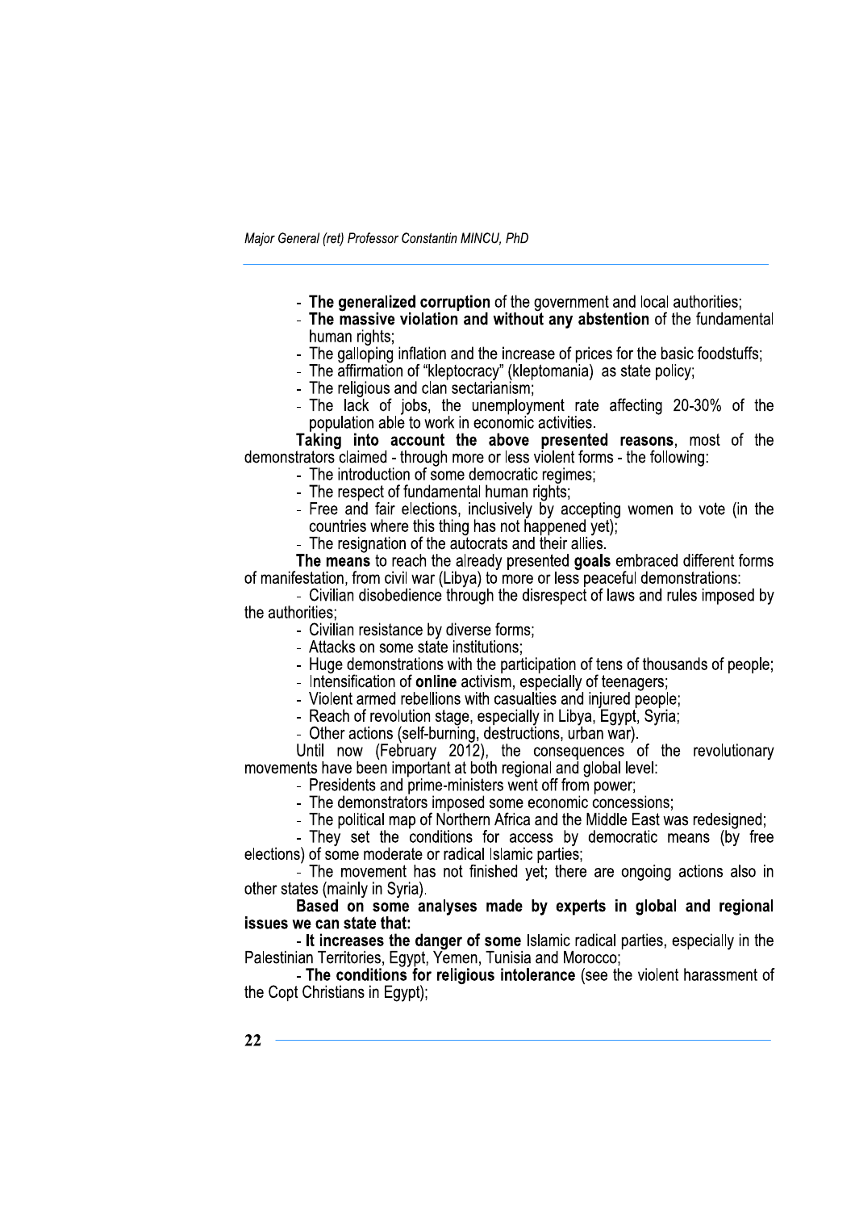- **The generalized corruption** of the government and local authorities;
- **The massive violation and without any abstention** of the fundamental human rights;
- The galloping inflation and the increase of prices for the basic foodstuffs;
- The affirmation of "kleptocracy" (kleptomania) as state policy;
- The religious and clan sectarianism;
- The lack of jobs, the unemployment rate affecting 20-30% of the population able to work in economic activities.

**Taking into account the above presented reasons**, most of the demonstrators claimed - through more or less violent forms - the following:

- The introduction of some democratic regimes;
- The respect of fundamental human rights;
- Free and fair elections, inclusively by accepting women to vote (in the countries where this thing has not happened yet);
- The resignation of the autocrats and their allies.

**The means** to reach the already presented **goals** embraced different forms of manifestation, from civil war (Libya) to more or less peaceful demonstrations:

- Civilian disobedience through the disrespect of laws and rules imposed by the authorities;
- Civilian resistance by diverse forms;
- Attacks on some state institutions;
- Huge demonstrations with the participation of tens of thousands of people;
- Intensification of **online** activism, especially of teenagers;
- Violent armed rebellions with casualties and injured people;
- Reach of revolution stage, especially in Libya, Egypt, Syria;
- Other actions (self-burning, destructions, urban war).

Until now (February 2012), the consequences of the revolutionary movements have been important at both regional and global level:

- Presidents and prime-ministers went off from power;
- The demonstrators imposed some economic concessions;
- The political map of Northern Africa and the Middle East was redesigned;
- They set the conditions for access by democratic means (by free elections) of some moderate or radical Islamic parties;
- The movement has not finished yet; there are ongoing actions also in other states (mainly in Syria).

**Based on some analyses made by experts in global and regional issues we can state that:**

- **It increases the danger of some** Islamic radical parties, especially in the Palestinian Territories, Egypt, Yemen, Tunisia and Morocco;
- **The conditions for religious intolerance** (see the violent harassment of the Copt Christians in Egypt);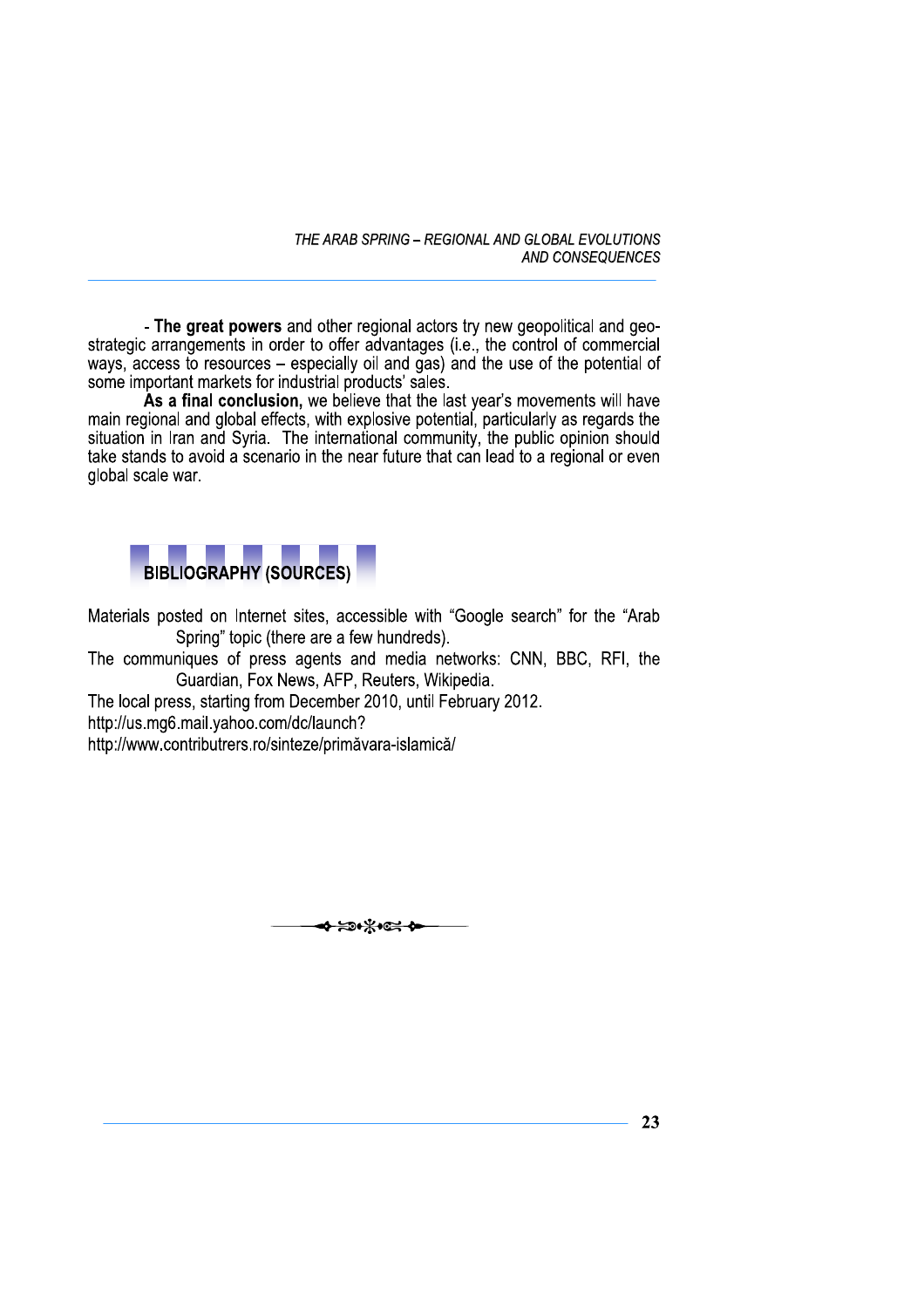- **The great powers** and other regional actors try new geopolitical and geostrategic arrangements in order to offer advantages (i.e., the control of commercial ways, access to resources – especially oil and gas) and the use of the potential of some important markets for industrial products' sales.

**As a final conclusion,** we believe that the last year's movements will have main regional and global effects, with explosive potential, particularly as regards the situation in Iran and Syria. The international community, the public opinion should take stands to avoid a scenario in the near future that can lead to a regional or even global scale war.

## BIBLIOGRAPHY (SOURCES)

Materials posted on Internet sites, accessible with "Google search" for the "Arab Spring" topic (there are a few hundreds).

The communiques of press agents and media networks: CNN, BBC, RFI, the Guardian, Fox News, AFP, Reuters, Wikipedia.

The local press, starting from December 2010, until February 2012.

http://us.mg6.mail.yahoo.com/dc/launch?

http://www.contributrers.ro/sinteze/primăvara-islamică/